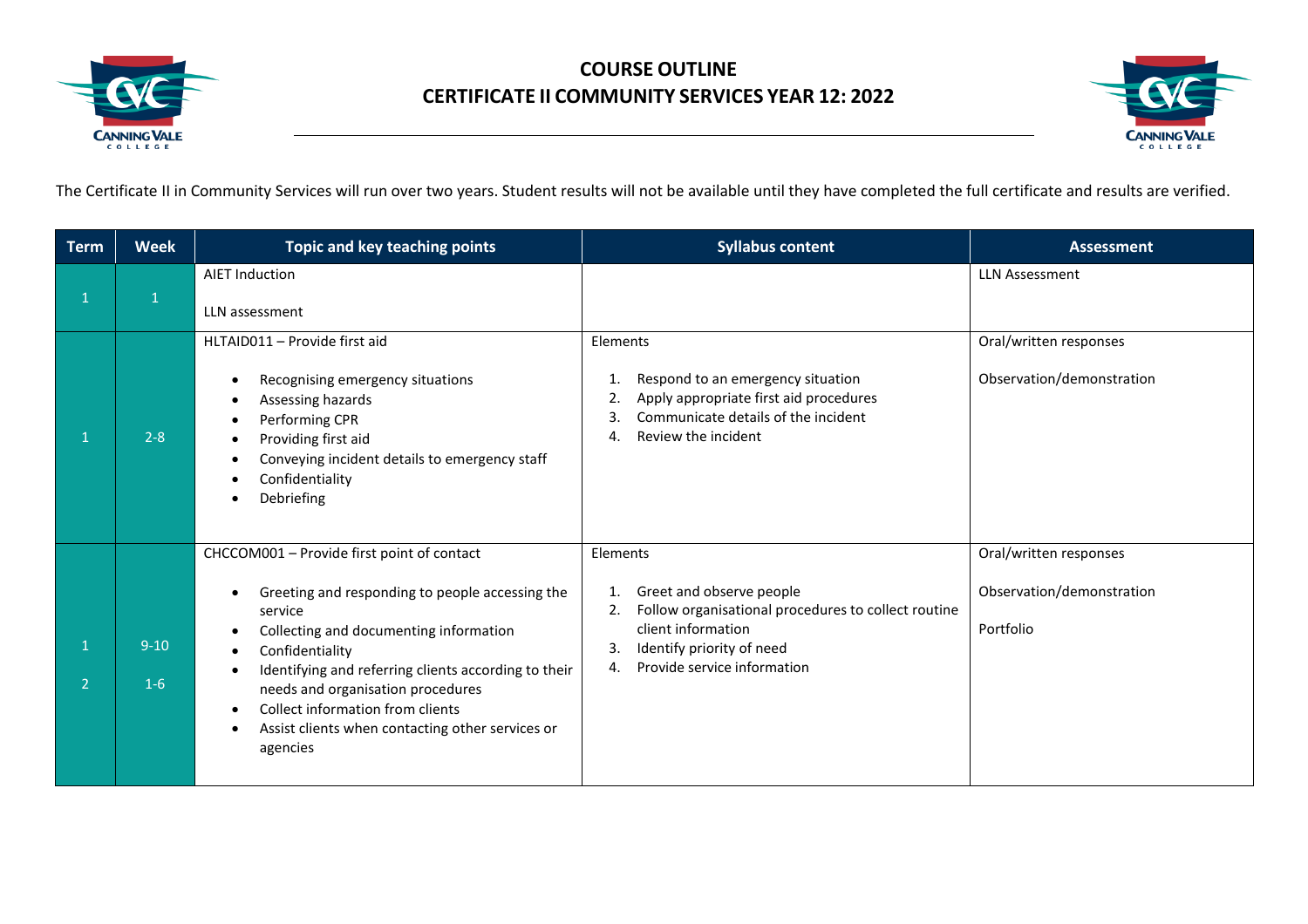# COURSE OUTLINE
## CERTIFICATE II COMMUNITY SERVICES YEAR 12: 2022

The Certificate II in Community Services will run over two years. Student results will not be available until they have completed the full certificate and results are verified.

| Term | Week | Topic and key teaching points | Syllabus content | Assessment |
|---|---|---|---|---|
| 1 | 1 | AIET Induction<br><br>LLN assessment | | LLN Assessment |
| 1 | 2-8 | HLTAID011 – Provide first aid<br><br>• Recognising emergency situations<br>• Assessing hazards<br>• Performing CPR<br>• Providing first aid<br>• Conveying incident details to emergency staff<br>• Confidentiality<br>• Debriefing | Elements<br><br>1. Respond to an emergency situation<br>2. Apply appropriate first aid procedures<br>3. Communicate details of the incident<br>4. Review the incident | Oral/written responses<br><br>Observation/demonstration |
| 1<br><br>2 | 9-10<br><br>1-6 | CHCCOM001 – Provide first point of contact<br><br>• Greeting and responding to people accessing the service<br>• Collecting and documenting information<br>• Confidentiality<br>• Identifying and referring clients according to their needs and organisation procedures<br>• Collect information from clients<br>• Assist clients when contacting other services or agencies | Elements<br><br>1. Greet and observe people<br>2. Follow organisational procedures to collect routine client information<br>3. Identify priority of need<br>4. Provide service information | Oral/written responses<br><br>Observation/demonstration<br><br>Portfolio |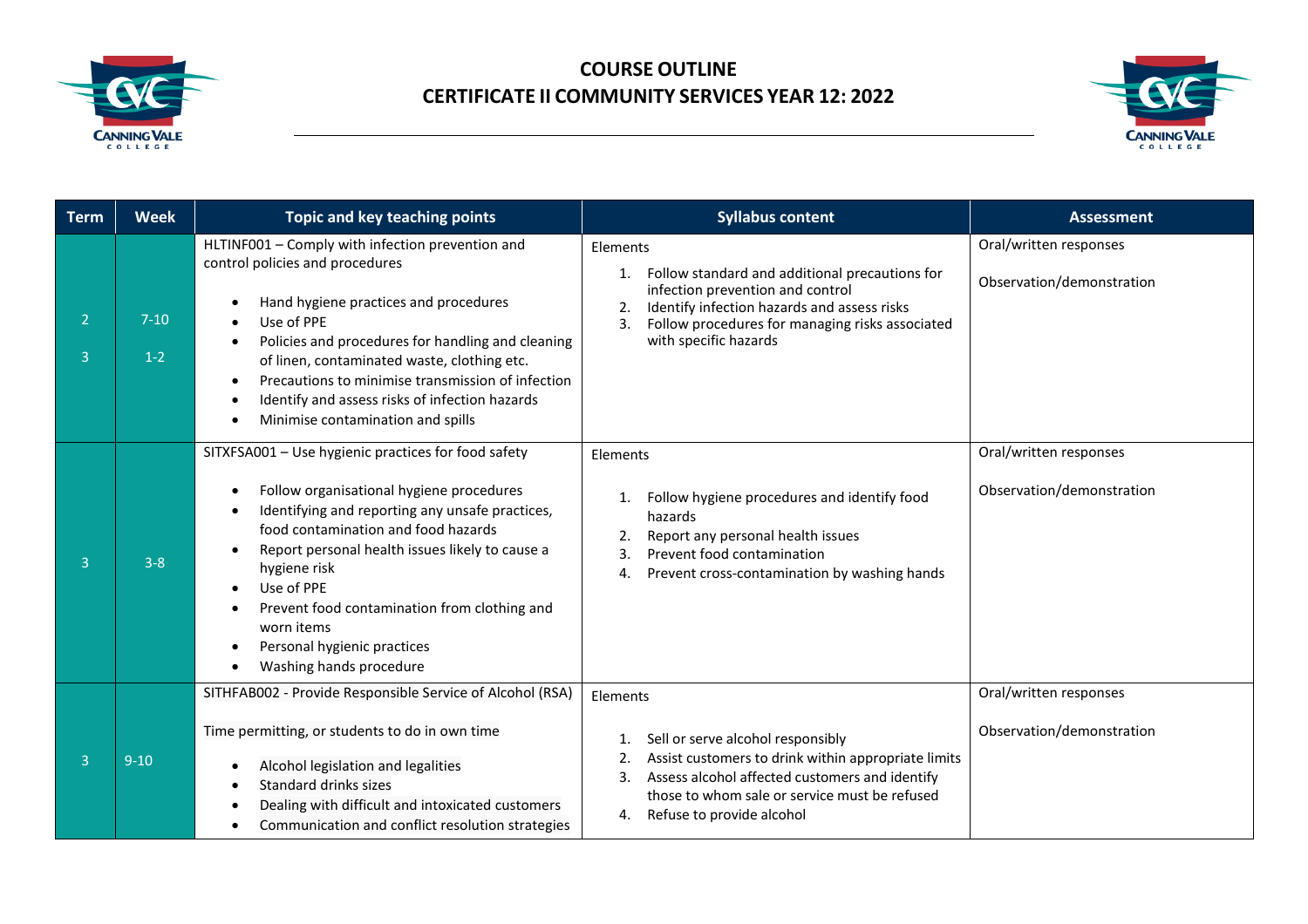# COURSE OUTLINE
## CERTIFICATE II COMMUNITY SERVICES YEAR 12: 2022

| Term | Week | Topic and key teaching points | Syllabus content | Assessment |
|---|---|---|---|---|
| 2<br><br>3 | 7-10<br><br>1-2 | HLTINF001 – Comply with infection prevention and control policies and procedures<br><br>• Hand hygiene practices and procedures<br>• Use of PPE<br>• Policies and procedures for handling and cleaning of linen, contaminated waste, clothing etc.<br>• Precautions to minimise transmission of infection<br>• Identify and assess risks of infection hazards<br>• Minimise contamination and spills | Elements<br><br>1. Follow standard and additional precautions for infection prevention and control<br>2. Identify infection hazards and assess risks<br>3. Follow procedures for managing risks associated with specific hazards | Oral/written responses<br><br>Observation/demonstration |
| 3 | 3-8 | SITXFSA001 – Use hygienic practices for food safety<br><br>• Follow organisational hygiene procedures<br>• Identifying and reporting any unsafe practices, food contamination and food hazards<br>• Report personal health issues likely to cause a hygiene risk<br>• Use of PPE<br>• Prevent food contamination from clothing and worn items<br>• Personal hygienic practices<br>• Washing hands procedure | Elements<br><br>1. Follow hygiene procedures and identify food hazards<br>2. Report any personal health issues<br>3. Prevent food contamination<br>4. Prevent cross-contamination by washing hands | Oral/written responses<br><br>Observation/demonstration |
| 3 | 9-10 | SITHFAB002 - Provide Responsible Service of Alcohol (RSA)<br><br>Time permitting, or students to do in own time<br><br>• Alcohol legislation and legalities<br>• Standard drinks sizes<br>• Dealing with difficult and intoxicated customers<br>• Communication and conflict resolution strategies | Elements<br><br>1. Sell or serve alcohol responsibly<br>2. Assist customers to drink within appropriate limits<br>3. Assess alcohol affected customers and identify those to whom sale or service must be refused<br>4. Refuse to provide alcohol | Oral/written responses<br><br>Observation/demonstration |